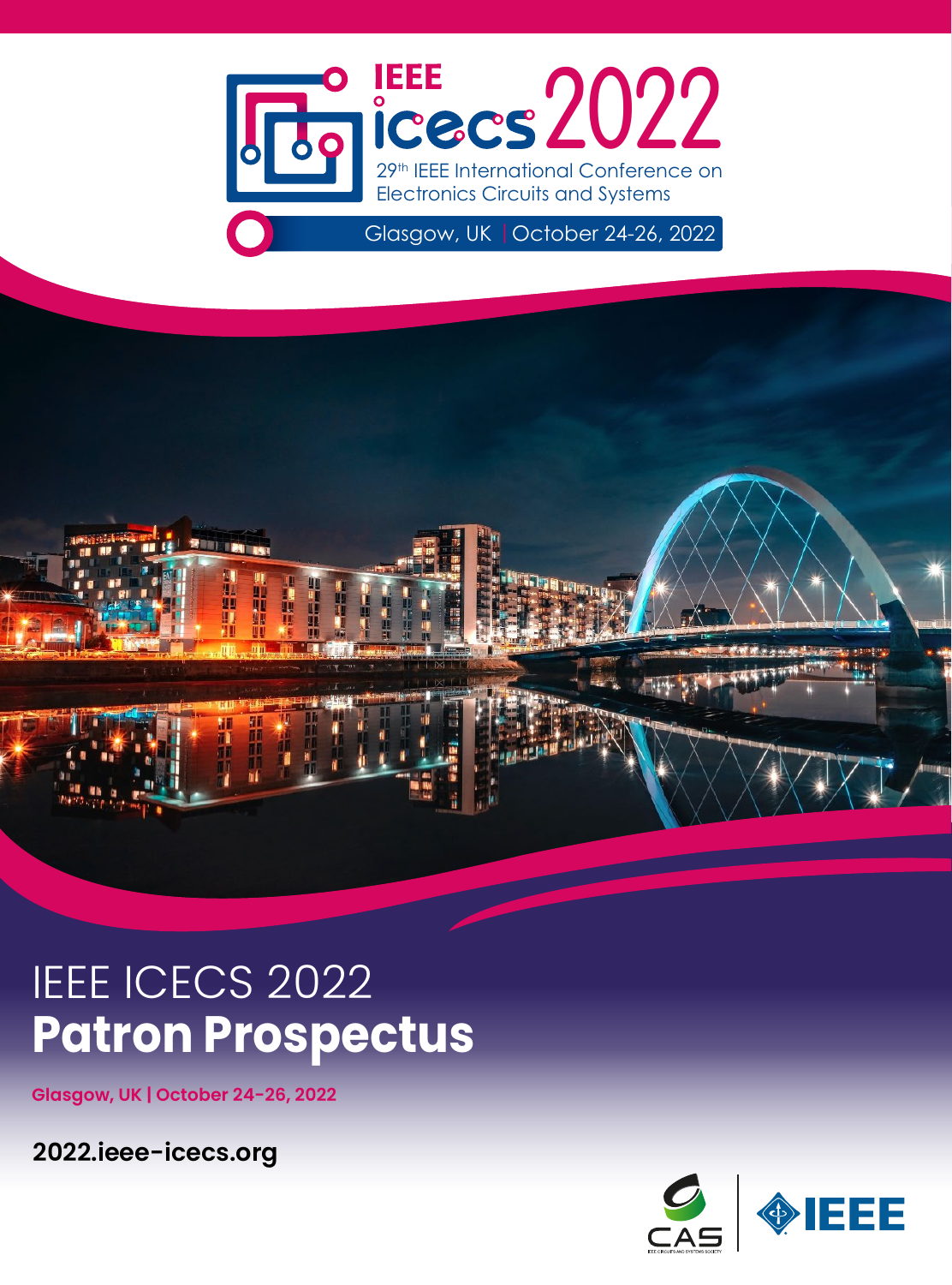IEEE icecs 2022

29th IEEE International Conference on Electronics Circuits and Systems

Glasgow, UK | October 24-26, 2022

# IEEE ICECS 2022
# **Patron Prospectus**

**Glasgow, UK | October 24-26, 2022**

**2022.ieee-icecs.org**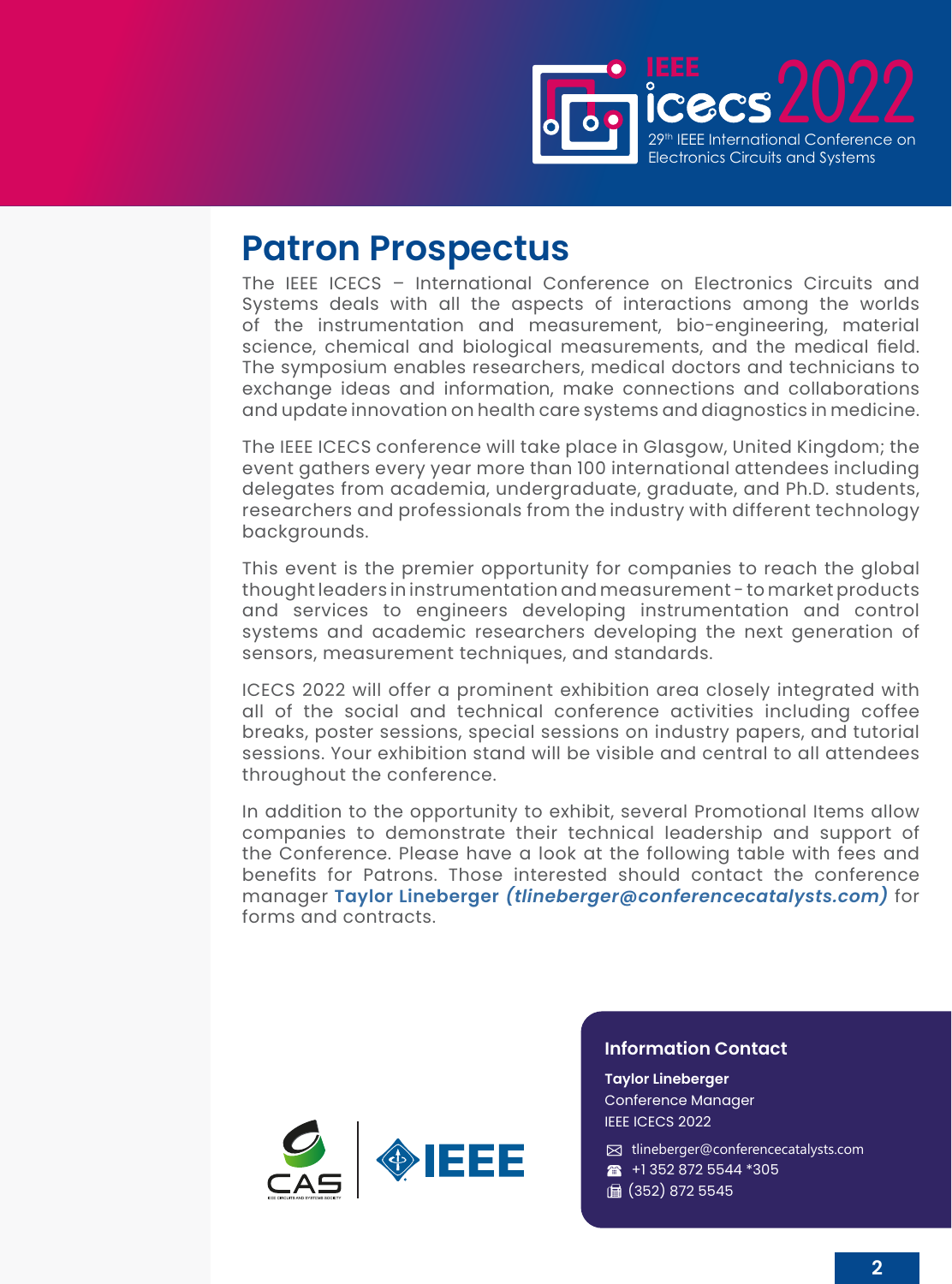# Patron Prospectus

The IEEE ICECS – International Conference on Electronics Circuits and Systems deals with all the aspects of interactions among the worlds of the instrumentation and measurement, bio-engineering, material science, chemical and biological measurements, and the medical field. The symposium enables researchers, medical doctors and technicians to exchange ideas and information, make connections and collaborations and update innovation on health care systems and diagnostics in medicine.

The IEEE ICECS conference will take place in Glasgow, United Kingdom; the event gathers every year more than 100 international attendees including delegates from academia, undergraduate, graduate, and Ph.D. students, researchers and professionals from the industry with different technology backgrounds.

This event is the premier opportunity for companies to reach the global thought leaders in instrumentation and measurement - to market products and services to engineers developing instrumentation and control systems and academic researchers developing the next generation of sensors, measurement techniques, and standards.

ICECS 2022 will offer a prominent exhibition area closely integrated with all of the social and technical conference activities including coffee breaks, poster sessions, special sessions on industry papers, and tutorial sessions. Your exhibition stand will be visible and central to all attendees throughout the conference.

In addition to the opportunity to exhibit, several Promotional Items allow companies to demonstrate their technical leadership and support of the Conference. Please have a look at the following table with fees and benefits for Patrons. Those interested should contact the conference manager **Taylor Lineberger** ***(tlineberger@conferencecatalysts.com)*** for forms and contracts.

### Information Contact

**Taylor Lineberger**
Conference Manager
IEEE ICECS 2022

tlineberger@conferencecatalysts.com
+1 352 872 5544 *305
(352) 872 5545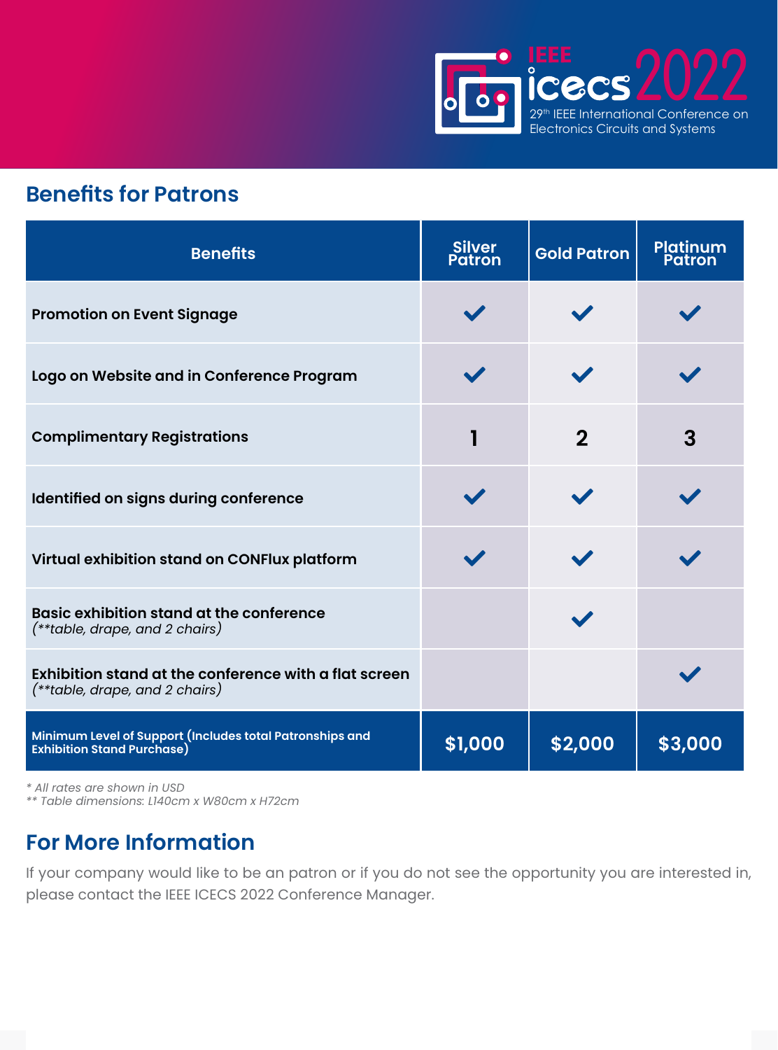## Benefits for Patrons

| Benefits | Silver Patron | Gold Patron | Platinum Patron |
|---|---|---|---|
| **Promotion on Event Signage** | ✓ | ✓ | ✓ |
| **Logo on Website and in Conference Program** | ✓ | ✓ | ✓ |
| **Complimentary Registrations** | 1 | 2 | 3 |
| **Identified on signs during conference** | ✓ | ✓ | ✓ |
| **Virtual exhibition stand on CONFlux platform** | ✓ | ✓ | ✓ |
| **Basic exhibition stand at the conference** *(**table, drape, and 2 chairs)* | | ✓ | |
| **Exhibition stand at the conference with a flat screen** *(**table, drape, and 2 chairs)* | | | ✓ |
| **Minimum Level of Support (Includes total Patronships and Exhibition Stand Purchase)** | **$1,000** | **$2,000** | **$3,000** |

*\* All rates are shown in USD*
*\*\* Table dimensions: L140cm x W80cm x H72cm*

## For More Information

If your company would like to be an patron or if you do not see the opportunity you are interested in, please contact the IEEE ICECS 2022 Conference Manager.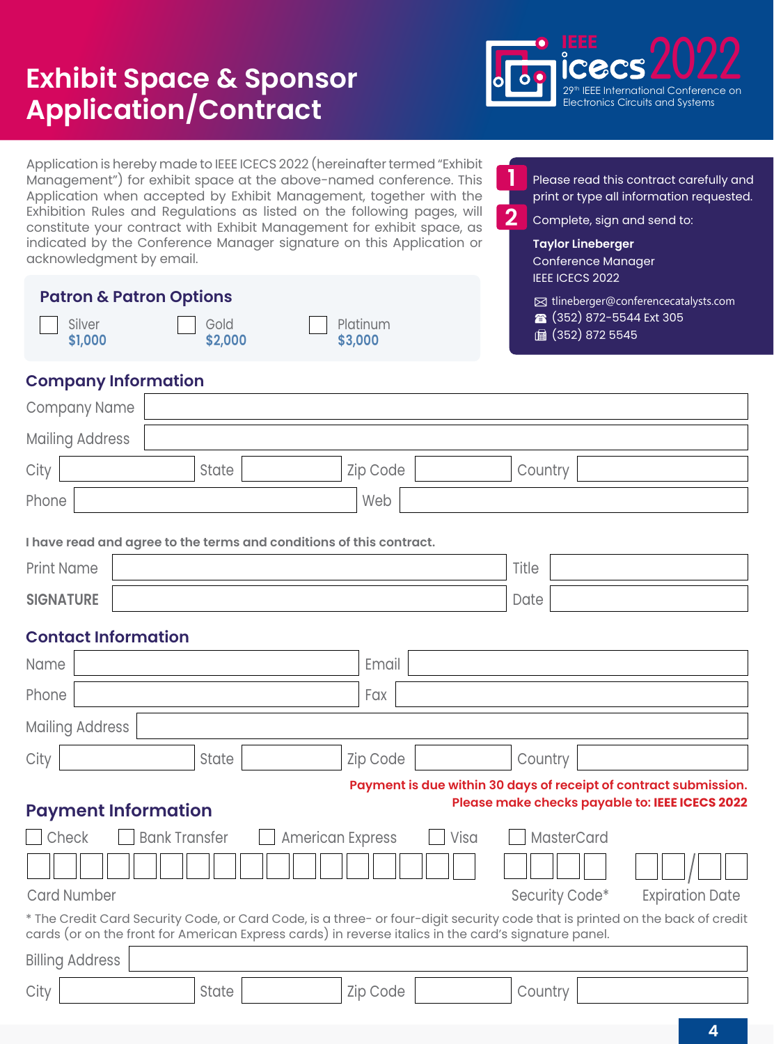# Exhibit Space & Sponsor Application/Contract

IEEE icecs 2022
29th IEEE International Conference on Electronics Circuits and Systems

Application is hereby made to IEEE ICECS 2022 (hereinafter termed "Exhibit Management") for exhibit space at the above-named conference. This Application when accepted by Exhibit Management, together with the Exhibition Rules and Regulations as listed on the following pages, will constitute your contract with Exhibit Management for exhibit space, as indicated by the Conference Manager signature on this Application or acknowledgment by email.

1. Please read this contract carefully and print or type all information requested.
2. Complete, sign and send to:

**Taylor Lineberger**
Conference Manager
IEEE ICECS 2022

tlineberger@conferencecatalysts.com
(352) 872-5544 Ext 305
(352) 872 5545

## Patron & Patron Options

☐ Silver **$1,000** ☐ Gold **$2,000** ☐ Platinum **$3,000**

## Company Information

Company Name ______________________

Mailing Address ______________________

City ________ State ________ Zip Code ________ Country ________

Phone ________ Web ________

**I have read and agree to the terms and conditions of this contract.**

Print Name ________ Title ________

**SIGNATURE** ________ Date ________

## Contact Information

Name ________ Email ________

Phone ________ Fax ________

Mailing Address ______________________

City ________ State ________ Zip Code ________ Country ________

**Payment is due within 30 days of receipt of contract submission.**
**Please make checks payable to: IEEE ICECS 2022**

## Payment Information

☐ Check ☐ Bank Transfer ☐ American Express ☐ Visa ☐ MasterCard

Card Number ________ Security Code* ________ Expiration Date ____/____

* The Credit Card Security Code, or Card Code, is a three- or four-digit security code that is printed on the back of credit cards (or on the front for American Express cards) in reverse italics in the card's signature panel.

Billing Address ______________________

City ________ State ________ Zip Code ________ Country ________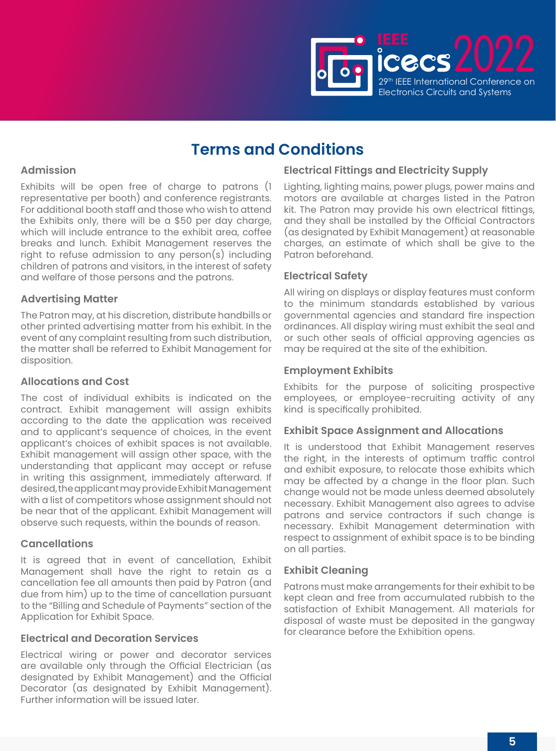# Terms and Conditions

## Admission

Exhibits will be open free of charge to patrons (1 representative per booth) and conference registrants. For additional booth staff and those who wish to attend the Exhibits only, there will be a $50 per day charge, which will include entrance to the exhibit area, coffee breaks and lunch. Exhibit Management reserves the right to refuse admission to any person(s) including children of patrons and visitors, in the interest of safety and welfare of those persons and the patrons.

## Advertising Matter

The Patron may, at his discretion, distribute handbills or other printed advertising matter from his exhibit. In the event of any complaint resulting from such distribution, the matter shall be referred to Exhibit Management for disposition.

## Allocations and Cost

The cost of individual exhibits is indicated on the contract. Exhibit management will assign exhibits according to the date the application was received and to applicant's sequence of choices, in the event applicant's choices of exhibit spaces is not available. Exhibit management will assign other space, with the understanding that applicant may accept or refuse in writing this assignment, immediately afterward. If desired, the applicant may provide Exhibit Management with a list of competitors whose assignment should not be near that of the applicant. Exhibit Management will observe such requests, within the bounds of reason.

## Cancellations

It is agreed that in event of cancellation, Exhibit Management shall have the right to retain as a cancellation fee all amounts then paid by Patron (and due from him) up to the time of cancellation pursuant to the "Billing and Schedule of Payments" section of the Application for Exhibit Space.

## Electrical and Decoration Services

Electrical wiring or power and decorator services are available only through the Official Electrician (as designated by Exhibit Management) and the Official Decorator (as designated by Exhibit Management). Further information will be issued later.

## Electrical Fittings and Electricity Supply

Lighting, lighting mains, power plugs, power mains and motors are available at charges listed in the Patron kit. The Patron may provide his own electrical fittings, and they shall be installed by the Official Contractors (as designated by Exhibit Management) at reasonable charges, an estimate of which shall be give to the Patron beforehand.

## Electrical Safety

All wiring on displays or display features must conform to the minimum standards established by various governmental agencies and standard fire inspection ordinances. All display wiring must exhibit the seal and or such other seals of official approving agencies as may be required at the site of the exhibition.

## Employment Exhibits

Exhibits for the purpose of soliciting prospective employees, or employee-recruiting activity of any kind is specifically prohibited.

## Exhibit Space Assignment and Allocations

It is understood that Exhibit Management reserves the right, in the interests of optimum traffic control and exhibit exposure, to relocate those exhibits which may be affected by a change in the floor plan. Such change would not be made unless deemed absolutely necessary. Exhibit Management also agrees to advise patrons and service contractors if such change is necessary. Exhibit Management determination with respect to assignment of exhibit space is to be binding on all parties.

## Exhibit Cleaning

Patrons must make arrangements for their exhibit to be kept clean and free from accumulated rubbish to the satisfaction of Exhibit Management. All materials for disposal of waste must be deposited in the gangway for clearance before the Exhibition opens.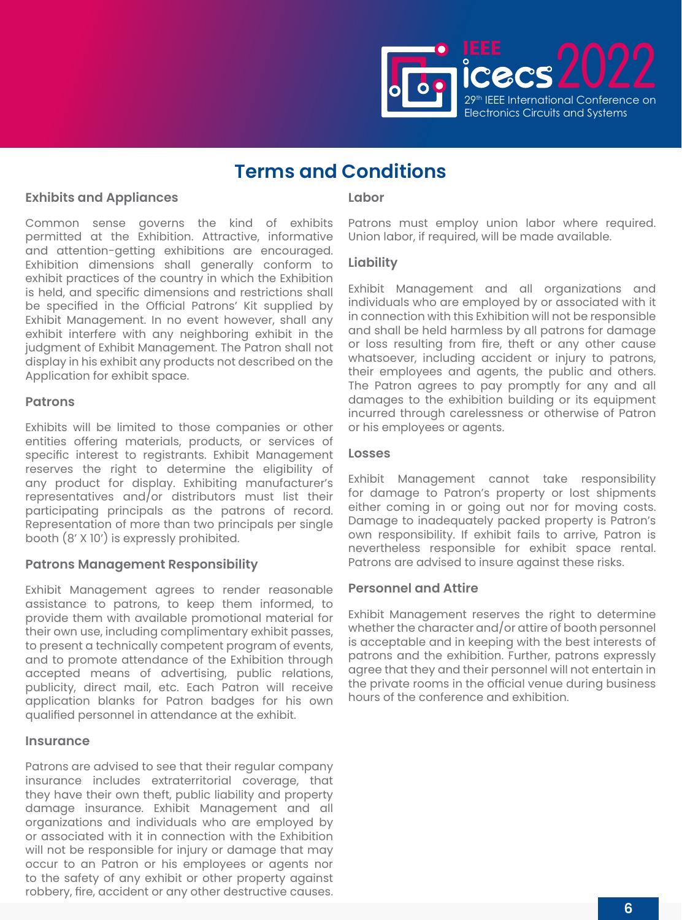# Terms and Conditions

## Exhibits and Appliances

Common sense governs the kind of exhibits permitted at the Exhibition. Attractive, informative and attention-getting exhibitions are encouraged. Exhibition dimensions shall generally conform to exhibit practices of the country in which the Exhibition is held, and specific dimensions and restrictions shall be specified in the Official Patrons' Kit supplied by Exhibit Management. In no event however, shall any exhibit interfere with any neighboring exhibit in the judgment of Exhibit Management. The Patron shall not display in his exhibit any products not described on the Application for exhibit space.

## Patrons

Exhibits will be limited to those companies or other entities offering materials, products, or services of specific interest to registrants. Exhibit Management reserves the right to determine the eligibility of any product for display. Exhibiting manufacturer's representatives and/or distributors must list their participating principals as the patrons of record. Representation of more than two principals per single booth (8' X 10') is expressly prohibited.

## Patrons Management Responsibility

Exhibit Management agrees to render reasonable assistance to patrons, to keep them informed, to provide them with available promotional material for their own use, including complimentary exhibit passes, to present a technically competent program of events, and to promote attendance of the Exhibition through accepted means of advertising, public relations, publicity, direct mail, etc. Each Patron will receive application blanks for Patron badges for his own qualified personnel in attendance at the exhibit.

## Insurance

Patrons are advised to see that their regular company insurance includes extraterritorial coverage, that they have their own theft, public liability and property damage insurance. Exhibit Management and all organizations and individuals who are employed by or associated with it in connection with the Exhibition will not be responsible for injury or damage that may occur to an Patron or his employees or agents nor to the safety of any exhibit or other property against robbery, fire, accident or any other destructive causes.

## Labor

Patrons must employ union labor where required. Union labor, if required, will be made available.

## Liability

Exhibit Management and all organizations and individuals who are employed by or associated with it in connection with this Exhibition will not be responsible and shall be held harmless by all patrons for damage or loss resulting from fire, theft or any other cause whatsoever, including accident or injury to patrons, their employees and agents, the public and others. The Patron agrees to pay promptly for any and all damages to the exhibition building or its equipment incurred through carelessness or otherwise of Patron or his employees or agents.

## Losses

Exhibit Management cannot take responsibility for damage to Patron's property or lost shipments either coming in or going out nor for moving costs. Damage to inadequately packed property is Patron's own responsibility. If exhibit fails to arrive, Patron is nevertheless responsible for exhibit space rental. Patrons are advised to insure against these risks.

## Personnel and Attire

Exhibit Management reserves the right to determine whether the character and/or attire of booth personnel is acceptable and in keeping with the best interests of patrons and the exhibition. Further, patrons expressly agree that they and their personnel will not entertain in the private rooms in the official venue during business hours of the conference and exhibition.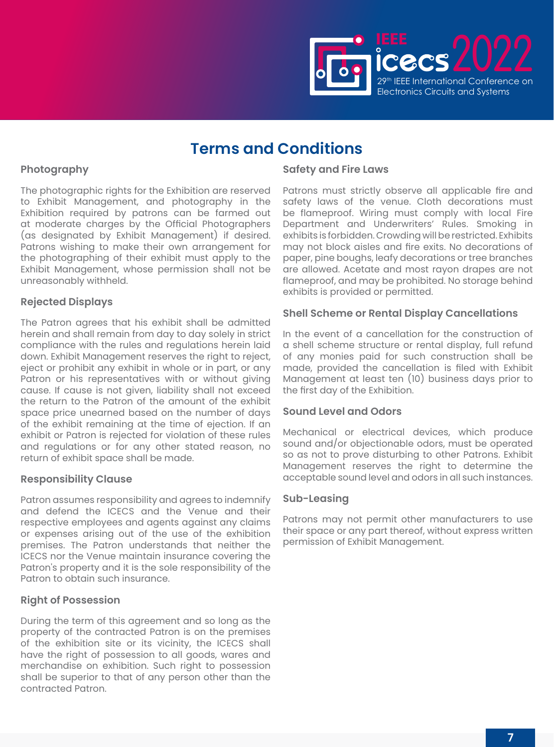# Terms and Conditions

## Photography

The photographic rights for the Exhibition are reserved to Exhibit Management, and photography in the Exhibition required by patrons can be farmed out at moderate charges by the Official Photographers (as designated by Exhibit Management) if desired. Patrons wishing to make their own arrangement for the photographing of their exhibit must apply to the Exhibit Management, whose permission shall not be unreasonably withheld.

## Rejected Displays

The Patron agrees that his exhibit shall be admitted herein and shall remain from day to day solely in strict compliance with the rules and regulations herein laid down. Exhibit Management reserves the right to reject, eject or prohibit any exhibit in whole or in part, or any Patron or his representatives with or without giving cause. If cause is not given, liability shall not exceed the return to the Patron of the amount of the exhibit space price unearned based on the number of days of the exhibit remaining at the time of ejection. If an exhibit or Patron is rejected for violation of these rules and regulations or for any other stated reason, no return of exhibit space shall be made.

## Responsibility Clause

Patron assumes responsibility and agrees to indemnify and defend the ICECS and the Venue and their respective employees and agents against any claims or expenses arising out of the use of the exhibition premises. The Patron understands that neither the ICECS nor the Venue maintain insurance covering the Patron's property and it is the sole responsibility of the Patron to obtain such insurance.

## Right of Possession

During the term of this agreement and so long as the property of the contracted Patron is on the premises of the exhibition site or its vicinity, the ICECS shall have the right of possession to all goods, wares and merchandise on exhibition. Such right to possession shall be superior to that of any person other than the contracted Patron.

## Safety and Fire Laws

Patrons must strictly observe all applicable fire and safety laws of the venue. Cloth decorations must be flameproof. Wiring must comply with local Fire Department and Underwriters' Rules. Smoking in exhibits is forbidden. Crowding will be restricted. Exhibits may not block aisles and fire exits. No decorations of paper, pine boughs, leafy decorations or tree branches are allowed. Acetate and most rayon drapes are not flameproof, and may be prohibited. No storage behind exhibits is provided or permitted.

## Shell Scheme or Rental Display Cancellations

In the event of a cancellation for the construction of a shell scheme structure or rental display, full refund of any monies paid for such construction shall be made, provided the cancellation is filed with Exhibit Management at least ten (10) business days prior to the first day of the Exhibition.

## Sound Level and Odors

Mechanical or electrical devices, which produce sound and/or objectionable odors, must be operated so as not to prove disturbing to other Patrons. Exhibit Management reserves the right to determine the acceptable sound level and odors in all such instances.

## Sub-Leasing

Patrons may not permit other manufacturers to use their space or any part thereof, without express written permission of Exhibit Management.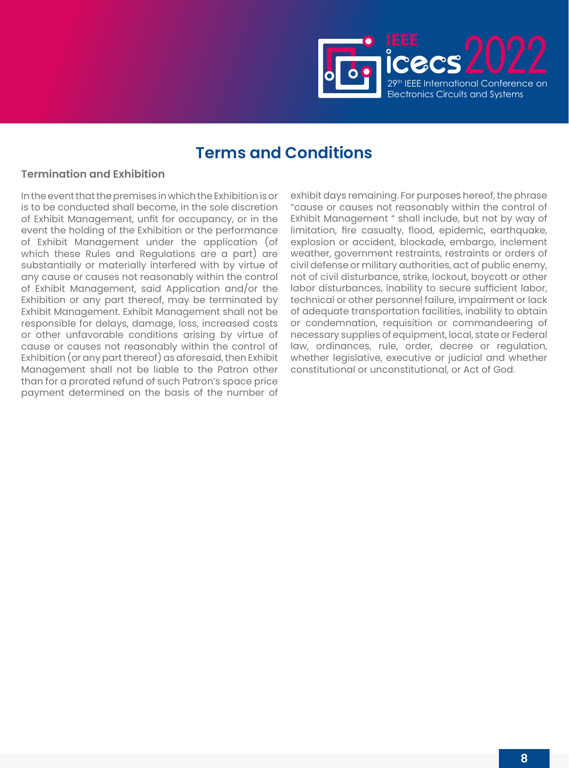# Terms and Conditions

## Termination and Exhibition

In the event that the premises in which the Exhibition is or is to be conducted shall become, in the sole discretion of Exhibit Management, unfit for occupancy, or in the event the holding of the Exhibition or the performance of Exhibit Management under the application (of which these Rules and Regulations are a part) are substantially or materially interfered with by virtue of any cause or causes not reasonably within the control of Exhibit Management, said Application and/or the Exhibition or any part thereof, may be terminated by Exhibit Management. Exhibit Management shall not be responsible for delays, damage, loss, increased costs or other unfavorable conditions arising by virtue of cause or causes not reasonably within the control of Exhibition (or any part thereof) as aforesaid, then Exhibit Management shall not be liable to the Patron other than for a prorated refund of such Patron's space price payment determined on the basis of the number of exhibit days remaining. For purposes hereof, the phrase "cause or causes not reasonably within the control of Exhibit Management " shall include, but not by way of limitation, fire casualty, flood, epidemic, earthquake, explosion or accident, blockade, embargo, inclement weather, government restraints, restraints or orders of civil defense or military authorities, act of public enemy, not of civil disturbance, strike, lockout, boycott or other labor disturbances, inability to secure sufficient labor, technical or other personnel failure, impairment or lack of adequate transportation facilities, inability to obtain or condemnation, requisition or commandeering of necessary supplies of equipment, local, state or Federal law, ordinances, rule, order, decree or regulation, whether legislative, executive or judicial and whether constitutional or unconstitutional, or Act of God.